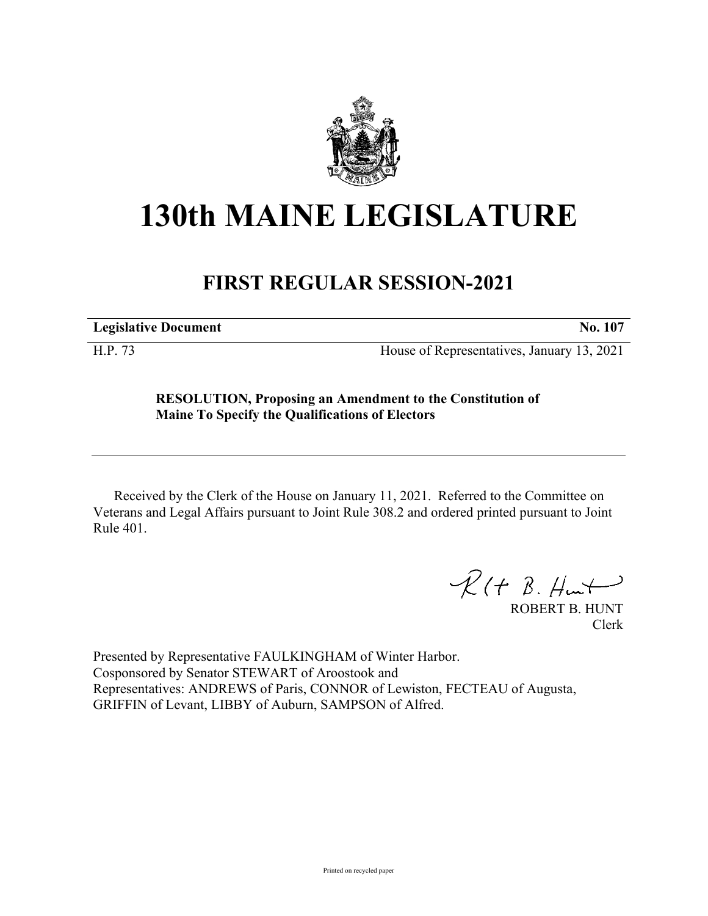# 130th MAINE LEGISLATURE

## FIRST REGULAR SESSION-2021

**Legislative Document** **No. 107**

H.P. 73 House of Representatives, January 13, 2021

**RESOLUTION, Proposing an Amendment to the Constitution of Maine To Specify the Qualifications of Electors**

Received by the Clerk of the House on January 11, 2021. Referred to the Committee on Veterans and Legal Affairs pursuant to Joint Rule 308.2 and ordered printed pursuant to Joint Rule 401.

ROBERT B. HUNT
Clerk

Presented by Representative FAULKINGHAM of Winter Harbor.
Cosponsored by Senator STEWART of Aroostook and
Representatives: ANDREWS of Paris, CONNOR of Lewiston, FECTEAU of Augusta, GRIFFIN of Levant, LIBBY of Auburn, SAMPSON of Alfred.

Printed on recycled paper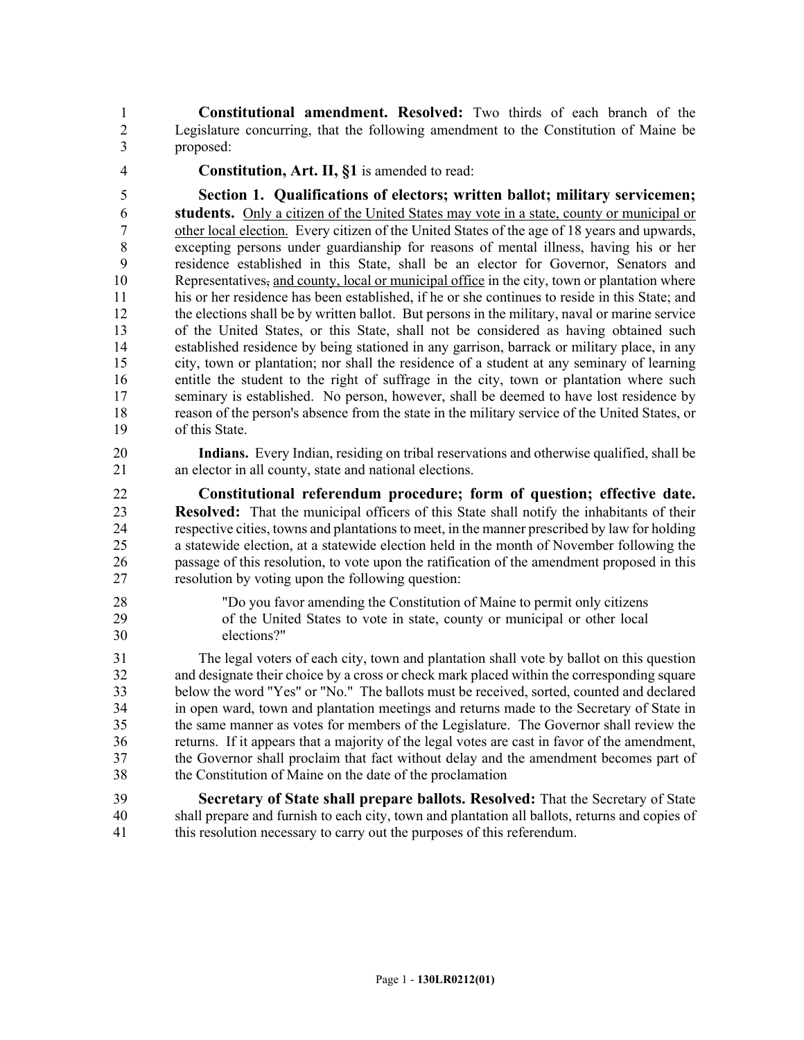**Constitutional amendment. Resolved:** Two thirds of each branch of the Legislature concurring, that the following amendment to the Constitution of Maine be proposed:

**Constitution, Art. II, §1** is amended to read:

**Section 1. Qualifications of electors; written ballot; military servicemen; students.** Only a citizen of the United States may vote in a state, county or municipal or other local election. Every citizen of the United States of the age of 18 years and upwards, excepting persons under guardianship for reasons of mental illness, having his or her residence established in this State, shall be an elector for Governor, Senators and Representatives, and county, local or municipal office in the city, town or plantation where his or her residence has been established, if he or she continues to reside in this State; and the elections shall be by written ballot. But persons in the military, naval or marine service of the United States, or this State, shall not be considered as having obtained such established residence by being stationed in any garrison, barrack or military place, in any city, town or plantation; nor shall the residence of a student at any seminary of learning entitle the student to the right of suffrage in the city, town or plantation where such seminary is established. No person, however, shall be deemed to have lost residence by reason of the person's absence from the state in the military service of the United States, or of this State.

**Indians.** Every Indian, residing on tribal reservations and otherwise qualified, shall be an elector in all county, state and national elections.

**Constitutional referendum procedure; form of question; effective date. Resolved:** That the municipal officers of this State shall notify the inhabitants of their respective cities, towns and plantations to meet, in the manner prescribed by law for holding a statewide election, at a statewide election held in the month of November following the passage of this resolution, to vote upon the ratification of the amendment proposed in this resolution by voting upon the following question:

> "Do you favor amending the Constitution of Maine to permit only citizens of the United States to vote in state, county or municipal or other local elections?"

The legal voters of each city, town and plantation shall vote by ballot on this question and designate their choice by a cross or check mark placed within the corresponding square below the word "Yes" or "No." The ballots must be received, sorted, counted and declared in open ward, town and plantation meetings and returns made to the Secretary of State in the same manner as votes for members of the Legislature. The Governor shall review the returns. If it appears that a majority of the legal votes are cast in favor of the amendment, the Governor shall proclaim that fact without delay and the amendment becomes part of the Constitution of Maine on the date of the proclamation

**Secretary of State shall prepare ballots. Resolved:** That the Secretary of State shall prepare and furnish to each city, town and plantation all ballots, returns and copies of this resolution necessary to carry out the purposes of this referendum.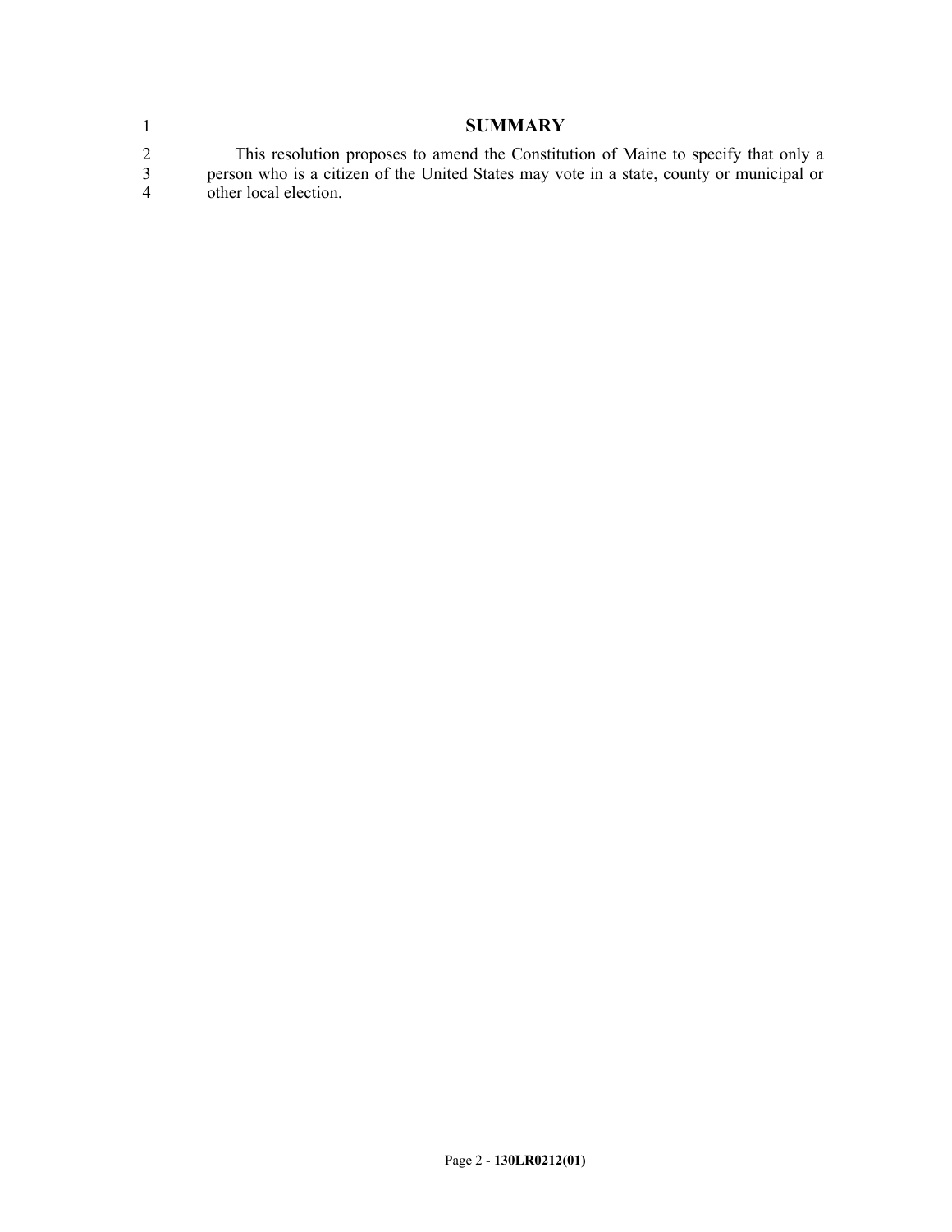## SUMMARY

This resolution proposes to amend the Constitution of Maine to specify that only a person who is a citizen of the United States may vote in a state, county or municipal or other local election.